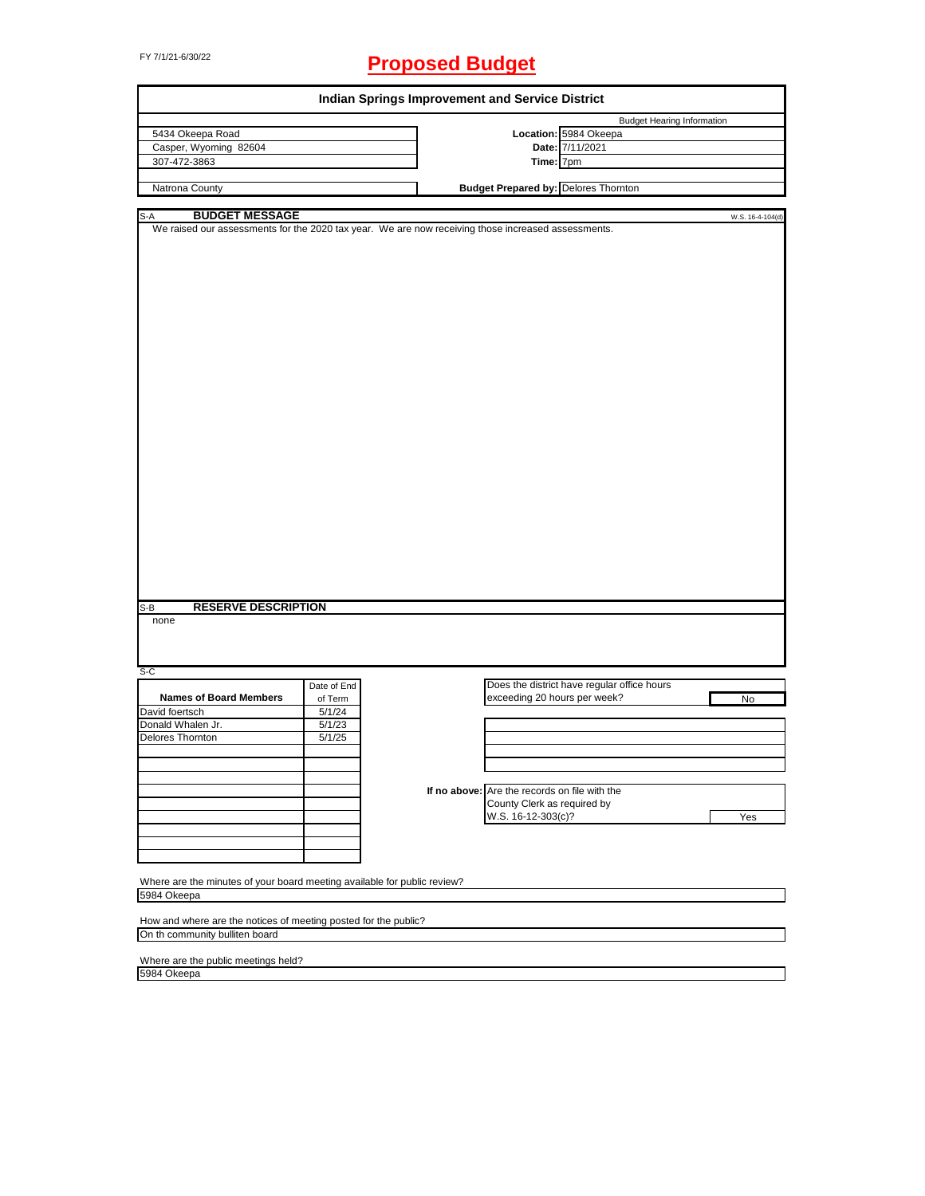FY 7/1/21-6/30/22

# Proposed Budget

## Indian Springs Improvement and Service District

| | | |
|---|---|---|
| 5434 Okeepa Road | | Budget Hearing Information |
| Casper, Wyoming 82604 | **Location:** | 5984 Okeepa |
| 307-472-3863 | **Date:** | 7/11/2021 |
| | **Time:** | 7pm |
| Natrona County | **Budget Prepared by:** | Delores Thornton |

### S-A BUDGET MESSAGE

W.S. 16-4-104(d)

We raised our assessments for the 2020 tax year. We are now receiving those increased assessments.

### S-B RESERVE DESCRIPTION

none

### S-C

| Names of Board Members | Date of End of Term |
|---|---|
| David foertsch | 5/1/24 |
| Donald Whalen Jr. | 5/1/23 |
| Delores Thornton | 5/1/25 |

Does the district have regular office hours exceeding 20 hours per week? **No**

**If no above:** Are the records on file with the County Clerk as required by W.S. 16-12-303(c)? **Yes**

Where are the minutes of your board meeting available for public review?
5984 Okeepa

How and where are the notices of meeting posted for the public?
On th community bulliten board

Where are the public meetings held?
5984 Okeepa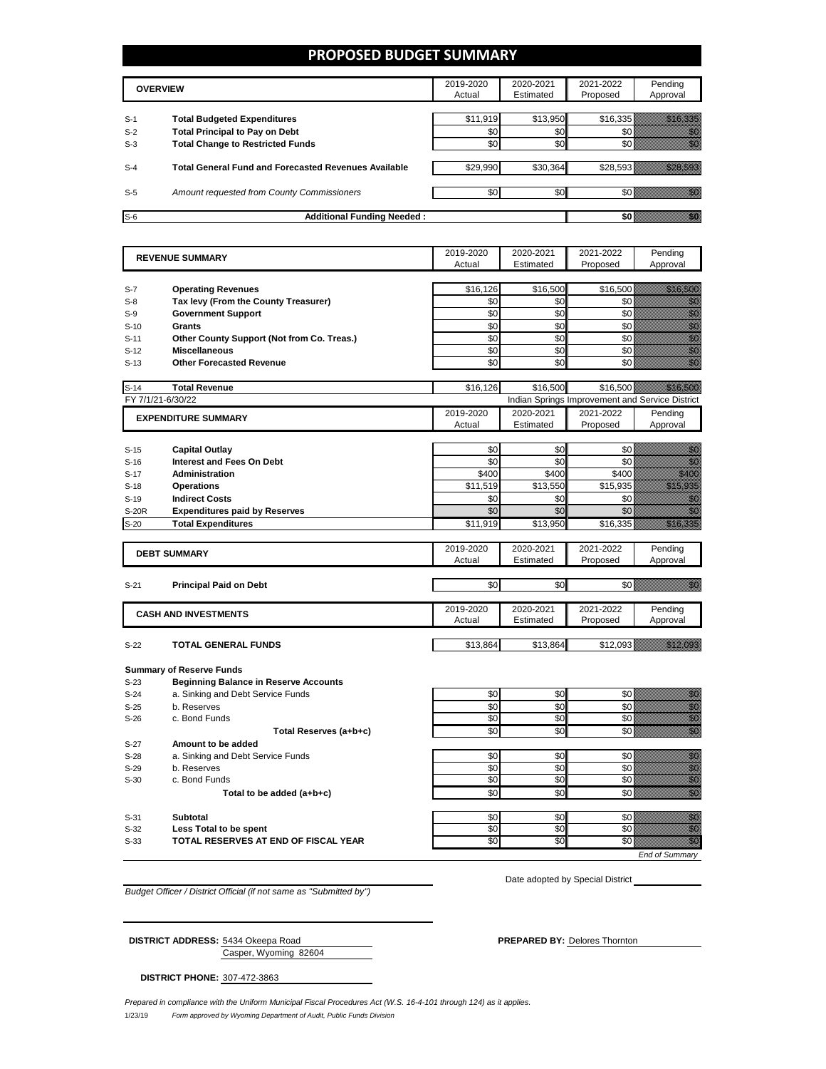# PROPOSED BUDGET SUMMARY

| | OVERVIEW | 2019-2020 Actual | 2020-2021 Estimated | 2021-2022 Proposed | Pending Approval |
|---|---|---|---|---|---|
| S-1 | **Total Budgeted Expenditures** | $11,919 | $13,950 | $16,335 | $16,335 |
| S-2 | **Total Principal to Pay on Debt** | $0 | $0 | $0 | $0 |
| S-3 | **Total Change to Restricted Funds** | $0 | $0 | $0 | $0 |
| S-4 | **Total General Fund and Forecasted Revenues Available** | $29,990 | $30,364 | $28,593 | $28,593 |
| S-5 | *Amount requested from County Commissioners* | $0 | $0 | $0 | $0 |
| S-6 | **Additional Funding Needed :** | | | **$0** | $0 |

| | REVENUE SUMMARY | 2019-2020 Actual | 2020-2021 Estimated | 2021-2022 Proposed | Pending Approval |
|---|---|---|---|---|---|
| S-7 | **Operating Revenues** | $16,126 | $16,500 | $16,500 | $16,500 |
| S-8 | **Tax levy (From the County Treasurer)** | $0 | $0 | $0 | $0 |
| S-9 | **Government Support** | $0 | $0 | $0 | $0 |
| S-10 | **Grants** | $0 | $0 | $0 | $0 |
| S-11 | **Other County Support (Not from Co. Treas.)** | $0 | $0 | $0 | $0 |
| S-12 | **Miscellaneous** | $0 | $0 | $0 | $0 |
| S-13 | **Other Forecasted Revenue** | $0 | $0 | $0 | $0 |
| S-14 | **Total Revenue** | $16,126 | $16,500 | $16,500 | $16,500 |

FY 7/1/21-6/30/22 — Indian Springs Improvement and Service District

| | EXPENDITURE SUMMARY | 2019-2020 Actual | 2020-2021 Estimated | 2021-2022 Proposed | Pending Approval |
|---|---|---|---|---|---|
| S-15 | **Capital Outlay** | $0 | $0 | $0 | $0 |
| S-16 | **Interest and Fees On Debt** | $0 | $0 | $0 | $0 |
| S-17 | **Administration** | $400 | $400 | $400 | $400 |
| S-18 | **Operations** | $11,519 | $13,550 | $15,935 | $15,935 |
| S-19 | **Indirect Costs** | $0 | $0 | $0 | $0 |
| S-20R | **Expenditures paid by Reserves** | $0 | $0 | $0 | $0 |
| S-20 | **Total Expenditures** | $11,919 | $13,950 | $16,335 | $16,335 |

| | DEBT SUMMARY | 2019-2020 Actual | 2020-2021 Estimated | 2021-2022 Proposed | Pending Approval |
|---|---|---|---|---|---|
| S-21 | **Principal Paid on Debt** | $0 | $0 | $0 | $0 |

| | CASH AND INVESTMENTS | 2019-2020 Actual | 2020-2021 Estimated | 2021-2022 Proposed | Pending Approval |
|---|---|---|---|---|---|
| S-22 | **TOTAL GENERAL FUNDS** | $13,864 | $13,864 | $12,093 | $12,093 |

**Summary of Reserve Funds**

| | | 2019-2020 Actual | 2020-2021 Estimated | 2021-2022 Proposed | Pending Approval |
|---|---|---|---|---|---|
| S-23 | **Beginning Balance in Reserve Accounts** | | | | |
| S-24 | a. Sinking and Debt Service Funds | $0 | $0 | $0 | $0 |
| S-25 | b. Reserves | $0 | $0 | $0 | $0 |
| S-26 | c. Bond Funds | $0 | $0 | $0 | $0 |
| | **Total Reserves (a+b+c)** | $0 | $0 | $0 | $0 |
| S-27 | **Amount to be added** | | | | |
| S-28 | a. Sinking and Debt Service Funds | $0 | $0 | $0 | $0 |
| S-29 | b. Reserves | $0 | $0 | $0 | $0 |
| S-30 | c. Bond Funds | $0 | $0 | $0 | $0 |
| | **Total to be added (a+b+c)** | $0 | $0 | $0 | $0 |
| S-31 | **Subtotal** | $0 | $0 | $0 | $0 |
| S-32 | **Less Total to be spent** | $0 | $0 | $0 | $0 |
| S-33 | **TOTAL RESERVES AT END OF FISCAL YEAR** | $0 | $0 | $0 | $0 |

*End of Summary*

Date adopted by Special District

*Budget Officer / District Official (if not same as "Submitted by")*

**DISTRICT ADDRESS:** 5434 Okeepa Road
Casper, Wyoming 82604

**PREPARED BY:** Delores Thornton

**DISTRICT PHONE:** 307-472-3863

*Prepared in compliance with the Uniform Municipal Fiscal Procedures Act (W.S. 16-4-101 through 124) as it applies.*

1/23/19 *Form approved by Wyoming Department of Audit, Public Funds Division*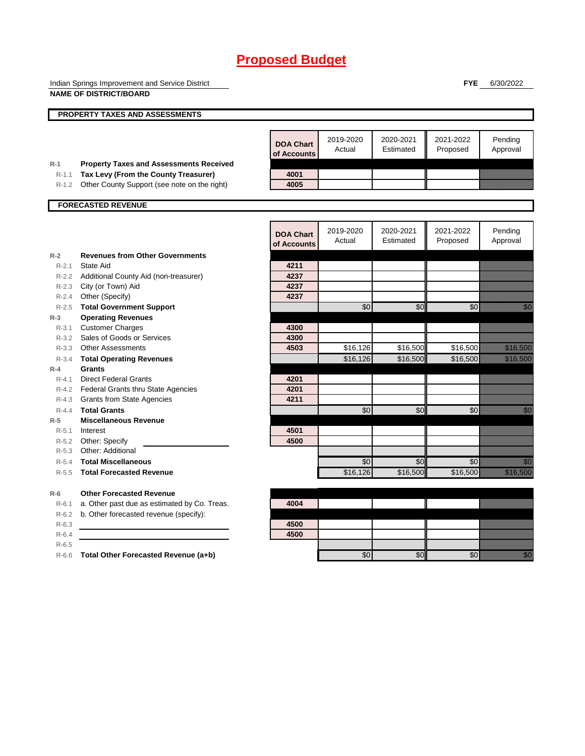# Proposed Budget

Indian Springs Improvement and Service District
**NAME OF DISTRICT/BOARD**

**FYE** 6/30/2022

## PROPERTY TAXES AND ASSESSMENTS

| | | DOA Chart of Accounts | 2019-2020 Actual | 2020-2021 Estimated | 2021-2022 Proposed | Pending Approval |
|---|---|---|---|---|---|---|
| R-1 | **Property Taxes and Assessments Received** | | | | | |
| R-1.1 | **Tax Levy (From the County Treasurer)** | 4001 | | | | |
| R-1.2 | Other County Support (see note on the right) | 4005 | | | | |

## FORECASTED REVENUE

| | | DOA Chart of Accounts | 2019-2020 Actual | 2020-2021 Estimated | 2021-2022 Proposed | Pending Approval |
|---|---|---|---|---|---|---|
| R-2 | **Revenues from Other Governments** | | | | | |
| R-2.1 | State Aid | 4211 | | | | |
| R-2.2 | Additional County Aid (non-treasurer) | 4237 | | | | |
| R-2.3 | City (or Town) Aid | 4237 | | | | |
| R-2.4 | Other (Specify) | 4237 | | | | |
| R-2.5 | **Total Government Support** | | $0 | $0 | $0 | $0 |
| R-3 | **Operating Revenues** | | | | | |
| R-3.1 | Customer Charges | 4300 | | | | |
| R-3.2 | Sales of Goods or Services | 4300 | | | | |
| R-3.3 | Other Assessments | 4503 | $16,126 | $16,500 | $16,500 | $16,500 |
| R-3.4 | **Total Operating Revenues** | | $16,126 | $16,500 | $16,500 | $16,500 |
| R-4 | **Grants** | | | | | |
| R-4.1 | Direct Federal Grants | 4201 | | | | |
| R-4.2 | Federal Grants thru State Agencies | 4201 | | | | |
| R-4.3 | Grants from State Agencies | 4211 | | | | |
| R-4.4 | **Total Grants** | | $0 | $0 | $0 | $0 |
| R-5 | **Miscellaneous Revenue** | | | | | |
| R-5.1 | Interest | 4501 | | | | |
| R-5.2 | Other: Specify | 4500 | | | | |
| R-5.3 | Other: Additional | | | | | |
| R-5.4 | **Total Miscellaneous** | | $0 | $0 | $0 | $0 |
| R-5.5 | **Total Forecasted Revenue** | | $16,126 | $16,500 | $16,500 | $16,500 |
| R-6 | **Other Forecasted Revenue** | | | | | |
| R-6.1 | a. Other past due as estimated by Co. Treas. | 4004 | | | | |
| R-6.2 | b. Other forecasted revenue (specify): | | | | | |
| R-6.3 | | 4500 | | | | |
| R-6.4 | | 4500 | | | | |
| R-6.5 | | | | | | |
| R-6.6 | **Total Other Forecasted Revenue (a+b)** | | $0 | $0 | $0 | $0 |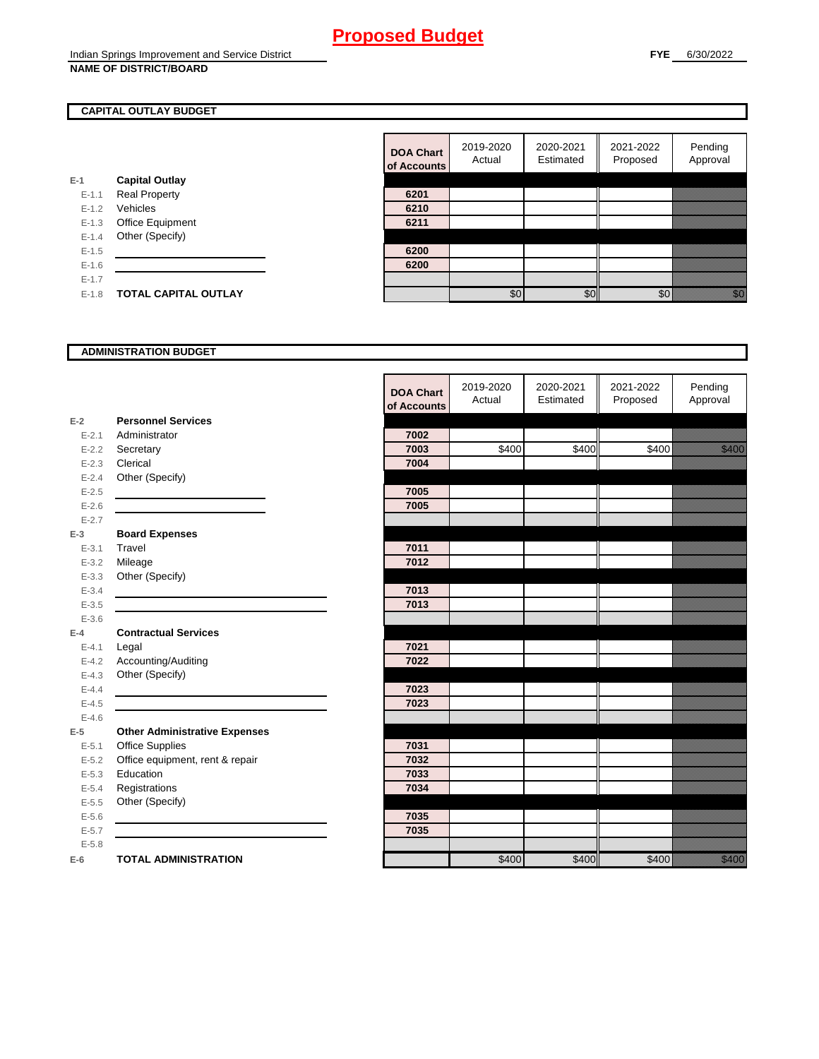# Proposed Budget

Indian Springs Improvement and Service District
**NAME OF DISTRICT/BOARD**

**FYE** 6/30/2022

## CAPITAL OUTLAY BUDGET

| | | DOA Chart of Accounts | 2019-2020 Actual | 2020-2021 Estimated | 2021-2022 Proposed | Pending Approval |
|---|---|---|---|---|---|---|
| E-1 | **Capital Outlay** | | | | | |
| E-1.1 | Real Property | 6201 | | | | |
| E-1.2 | Vehicles | 6210 | | | | |
| E-1.3 | Office Equipment | 6211 | | | | |
| E-1.4 | Other (Specify) | | | | | |
| E-1.5 | | 6200 | | | | |
| E-1.6 | | 6200 | | | | |
| E-1.7 | | | | | | |
| E-1.8 | **TOTAL CAPITAL OUTLAY** | | $0 | $0 | $0 | $0 |

## ADMINISTRATION BUDGET

| | | DOA Chart of Accounts | 2019-2020 Actual | 2020-2021 Estimated | 2021-2022 Proposed | Pending Approval |
|---|---|---|---|---|---|---|
| E-2 | **Personnel Services** | | | | | |
| E-2.1 | Administrator | 7002 | | | | |
| E-2.2 | Secretary | 7003 | $400 | $400 | $400 | $400 |
| E-2.3 | Clerical | 7004 | | | | |
| E-2.4 | Other (Specify) | | | | | |
| E-2.5 | | 7005 | | | | |
| E-2.6 | | 7005 | | | | |
| E-2.7 | | | | | | |
| E-3 | **Board Expenses** | | | | | |
| E-3.1 | Travel | 7011 | | | | |
| E-3.2 | Mileage | 7012 | | | | |
| E-3.3 | Other (Specify) | | | | | |
| E-3.4 | | 7013 | | | | |
| E-3.5 | | 7013 | | | | |
| E-3.6 | | | | | | |
| E-4 | **Contractual Services** | | | | | |
| E-4.1 | Legal | 7021 | | | | |
| E-4.2 | Accounting/Auditing | 7022 | | | | |
| E-4.3 | Other (Specify) | | | | | |
| E-4.4 | | 7023 | | | | |
| E-4.5 | | 7023 | | | | |
| E-4.6 | | | | | | |
| E-5 | **Other Administrative Expenses** | | | | | |
| E-5.1 | Office Supplies | 7031 | | | | |
| E-5.2 | Office equipment, rent & repair | 7032 | | | | |
| E-5.3 | Education | 7033 | | | | |
| E-5.4 | Registrations | 7034 | | | | |
| E-5.5 | Other (Specify) | | | | | |
| E-5.6 | | 7035 | | | | |
| E-5.7 | | 7035 | | | | |
| E-5.8 | | | | | | |
| E-6 | **TOTAL ADMINISTRATION** | | $400 | $400 | $400 | $400 |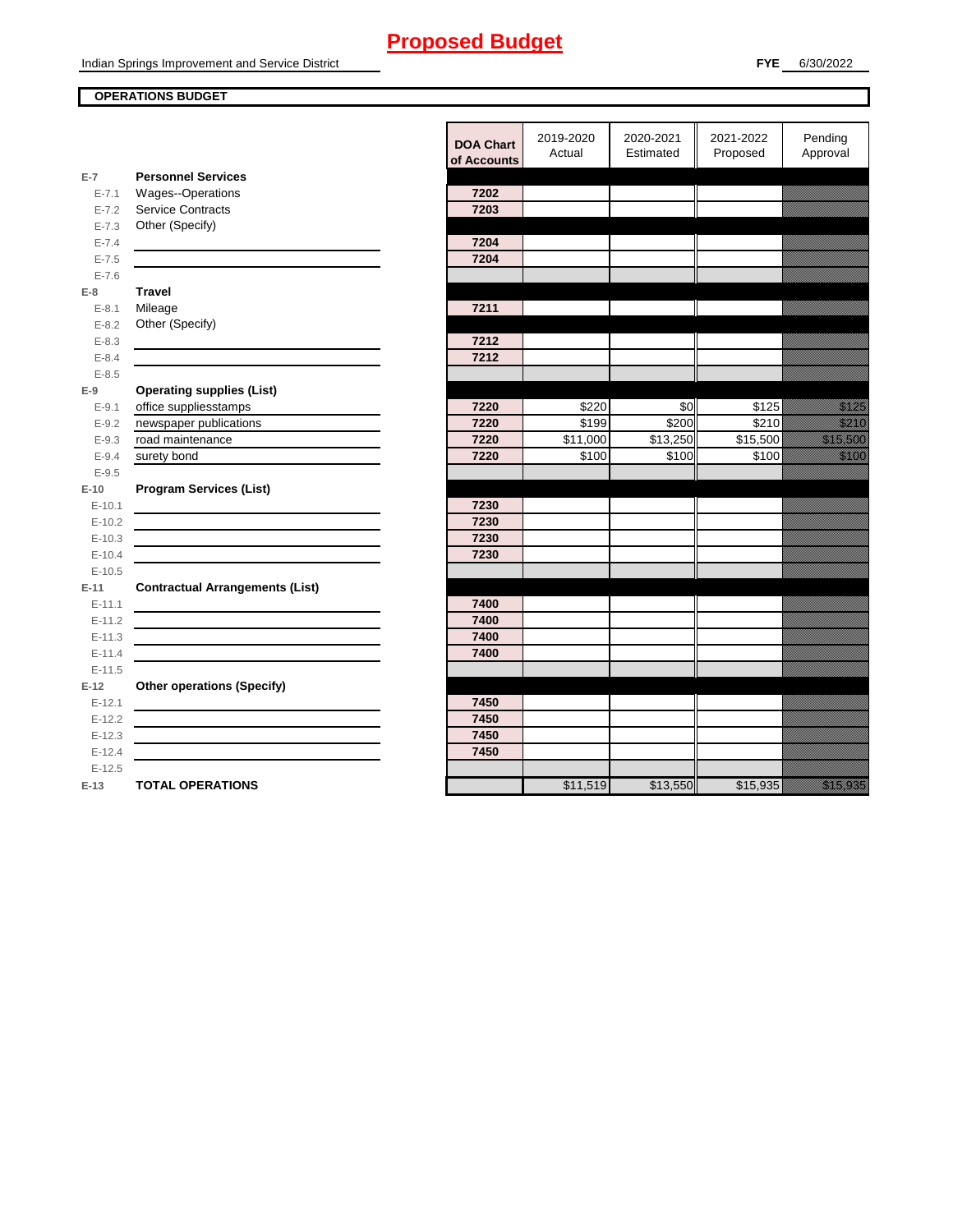# Proposed Budget

Indian Springs Improvement and Service District

**FYE** 6/30/2022

**OPERATIONS BUDGET**

| | | DOA Chart of Accounts | 2019-2020 Actual | 2020-2021 Estimated | 2021-2022 Proposed | Pending Approval |
|---|---|---|---|---|---|---|
| **E-7** | **Personnel Services** | | | | | |
| E-7.1 | Wages--Operations | 7202 | | | | |
| E-7.2 | Service Contracts | 7203 | | | | |
| E-7.3 | Other (Specify) | | | | | |
| E-7.4 | | 7204 | | | | |
| E-7.5 | | 7204 | | | | |
| E-7.6 | | | | | | |
| **E-8** | **Travel** | | | | | |
| E-8.1 | Mileage | 7211 | | | | |
| E-8.2 | Other (Specify) | | | | | |
| E-8.3 | | 7212 | | | | |
| E-8.4 | | 7212 | | | | |
| E-8.5 | | | | | | |
| **E-9** | **Operating supplies (List)** | | | | | |
| E-9.1 | office suppliesstamps | 7220 | $220 | $0 | $125 | $125 |
| E-9.2 | newspaper publications | 7220 | $199 | $200 | $210 | $210 |
| E-9.3 | road maintenance | 7220 | $11,000 | $13,250 | $15,500 | $15,500 |
| E-9.4 | surety bond | 7220 | $100 | $100 | $100 | $100 |
| E-9.5 | | | | | | |
| **E-10** | **Program Services (List)** | | | | | |
| E-10.1 | | 7230 | | | | |
| E-10.2 | | 7230 | | | | |
| E-10.3 | | 7230 | | | | |
| E-10.4 | | 7230 | | | | |
| E-10.5 | | | | | | |
| **E-11** | **Contractual Arrangements (List)** | | | | | |
| E-11.1 | | 7400 | | | | |
| E-11.2 | | 7400 | | | | |
| E-11.3 | | 7400 | | | | |
| E-11.4 | | 7400 | | | | |
| E-11.5 | | | | | | |
| **E-12** | **Other operations (Specify)** | | | | | |
| E-12.1 | | 7450 | | | | |
| E-12.2 | | 7450 | | | | |
| E-12.3 | | 7450 | | | | |
| E-12.4 | | 7450 | | | | |
| E-12.5 | | | | | | |
| **E-13** | **TOTAL OPERATIONS** | | $11,519 | $13,550 | $15,935 | $15,935 |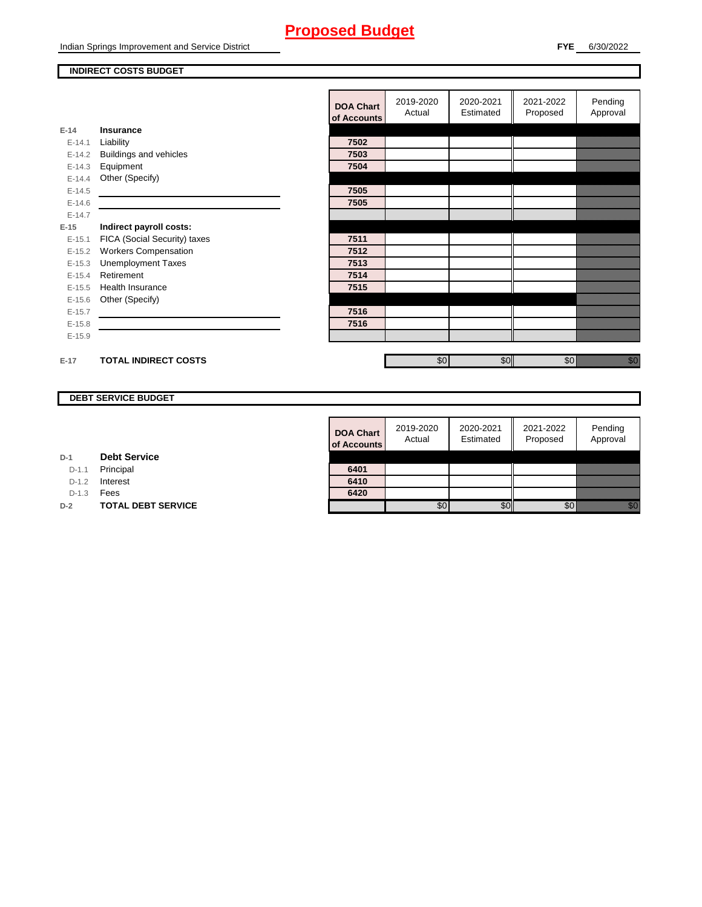# Proposed Budget

Indian Springs Improvement and Service District

**FYE** 6/30/2022

## INDIRECT COSTS BUDGET

| | | DOA Chart of Accounts | 2019-2020 Actual | 2020-2021 Estimated | 2021-2022 Proposed | Pending Approval |
|---|---|---|---|---|---|---|
| E-14 | **Insurance** | | | | | |
| E-14.1 | Liability | 7502 | | | | |
| E-14.2 | Buildings and vehicles | 7503 | | | | |
| E-14.3 | Equipment | 7504 | | | | |
| E-14.4 | Other (Specify) | | | | | |
| E-14.5 | | 7505 | | | | |
| E-14.6 | | 7505 | | | | |
| E-14.7 | | | | | | |
| E-15 | **Indirect payroll costs:** | | | | | |
| E-15.1 | FICA (Social Security) taxes | 7511 | | | | |
| E-15.2 | Workers Compensation | 7512 | | | | |
| E-15.3 | Unemployment Taxes | 7513 | | | | |
| E-15.4 | Retirement | 7514 | | | | |
| E-15.5 | Health Insurance | 7515 | | | | |
| E-15.6 | Other (Specify) | | | | | |
| E-15.7 | | 7516 | | | | |
| E-15.8 | | 7516 | | | | |
| E-15.9 | | | | | | |
| E-17 | **TOTAL INDIRECT COSTS** | | $0 | $0 | $0 | $0 |

## DEBT SERVICE BUDGET

| | | DOA Chart of Accounts | 2019-2020 Actual | 2020-2021 Estimated | 2021-2022 Proposed | Pending Approval |
|---|---|---|---|---|---|---|
| D-1 | **Debt Service** | | | | | |
| D-1.1 | Principal | 6401 | | | | |
| D-1.2 | Interest | 6410 | | | | |
| D-1.3 | Fees | 6420 | | | | |
| D-2 | **TOTAL DEBT SERVICE** | | $0 | $0 | $0 | $0 |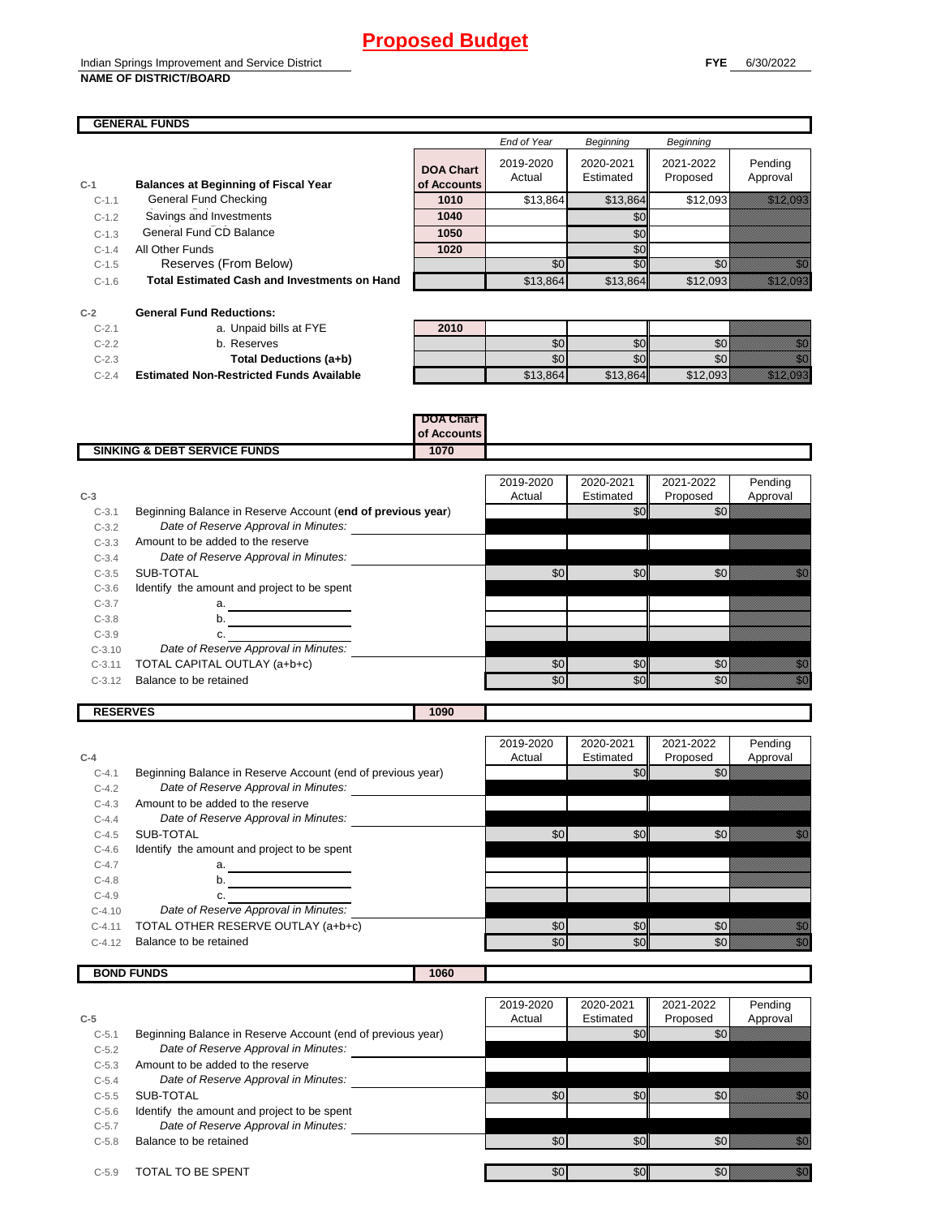# Proposed Budget

Indian Springs Improvement and Service District
**NAME OF DISTRICT/BOARD**

**FYE** 6/30/2022

## GENERAL FUNDS

| | | DOA Chart of Accounts | End of Year 2019-2020 Actual | Beginning 2020-2021 Estimated | Beginning 2021-2022 Proposed | Pending Approval |
|---|---|---|---|---|---|---|
| C-1 | **Balances at Beginning of Fiscal Year** | | | | | |
| C-1.1 | General Fund Checking | 1010 | $13,864 | $13,864 | $12,093 | $12,093 |
| C-1.2 | Savings and Investments | 1040 | | $0 | | |
| C-1.3 | General Fund CD Balance | 1050 | | $0 | | |
| C-1.4 | All Other Funds | 1020 | | $0 | | |
| C-1.5 | Reserves (From Below) | | $0 | $0 | $0 | $0 |
| C-1.6 | **Total Estimated Cash and Investments on Hand** | | $13,864 | $13,864 | $12,093 | $12,093 |
| C-2 | **General Fund Reductions:** | | | | | |
| C-2.1 | a. Unpaid bills at FYE | 2010 | | | | |
| C-2.2 | b. Reserves | | $0 | $0 | $0 | $0 |
| C-2.3 | **Total Deductions (a+b)** | | $0 | $0 | $0 | $0 |
| C-2.4 | **Estimated Non-Restricted Funds Available** | | $13,864 | $13,864 | $12,093 | $12,093 |

## SINKING & DEBT SERVICE FUNDS (DOA Chart of Accounts 1070)

| C-3 | | 2019-2020 Actual | 2020-2021 Estimated | 2021-2022 Proposed | Pending Approval |
|---|---|---|---|---|---|
| C-3.1 | Beginning Balance in Reserve Account (**end of previous year**) | | $0 | $0 | |
| C-3.2 | *Date of Reserve Approval in Minutes:* | | | | |
| C-3.3 | Amount to be added to the reserve | | | | |
| C-3.4 | *Date of Reserve Approval in Minutes:* | | | | |
| C-3.5 | SUB-TOTAL | $0 | $0 | $0 | $0 |
| C-3.6 | Identify the amount and project to be spent | | | | |
| C-3.7 | a. | | | | |
| C-3.8 | b. | | | | |
| C-3.9 | c. | | | | |
| C-3.10 | *Date of Reserve Approval in Minutes:* | | | | |
| C-3.11 | TOTAL CAPITAL OUTLAY (a+b+c) | $0 | $0 | $0 | $0 |
| C-3.12 | Balance to be retained | $0 | $0 | $0 | $0 |

## RESERVES (1090)

| C-4 | | 2019-2020 Actual | 2020-2021 Estimated | 2021-2022 Proposed | Pending Approval |
|---|---|---|---|---|---|
| C-4.1 | Beginning Balance in Reserve Account (end of previous year) | | $0 | $0 | |
| C-4.2 | *Date of Reserve Approval in Minutes:* | | | | |
| C-4.3 | Amount to be added to the reserve | | | | |
| C-4.4 | *Date of Reserve Approval in Minutes:* | | | | |
| C-4.5 | SUB-TOTAL | $0 | $0 | $0 | $0 |
| C-4.6 | Identify the amount and project to be spent | | | | |
| C-4.7 | a. | | | | |
| C-4.8 | b. | | | | |
| C-4.9 | c. | | | | |
| C-4.10 | *Date of Reserve Approval in Minutes:* | | | | |
| C-4.11 | TOTAL OTHER RESERVE OUTLAY (a+b+c) | $0 | $0 | $0 | $0 |
| C-4.12 | Balance to be retained | $0 | $0 | $0 | $0 |

## BOND FUNDS (1060)

| C-5 | | 2019-2020 Actual | 2020-2021 Estimated | 2021-2022 Proposed | Pending Approval |
|---|---|---|---|---|---|
| C-5.1 | Beginning Balance in Reserve Account (end of previous year) | | $0 | $0 | |
| C-5.2 | *Date of Reserve Approval in Minutes:* | | | | |
| C-5.3 | Amount to be added to the reserve | | | | |
| C-5.4 | *Date of Reserve Approval in Minutes:* | | | | |
| C-5.5 | SUB-TOTAL | $0 | $0 | $0 | $0 |
| C-5.6 | Identify the amount and project to be spent | | | | |
| C-5.7 | *Date of Reserve Approval in Minutes:* | | | | |
| C-5.8 | Balance to be retained | $0 | $0 | $0 | $0 |
| C-5.9 | TOTAL TO BE SPENT | $0 | $0 | $0 | $0 |